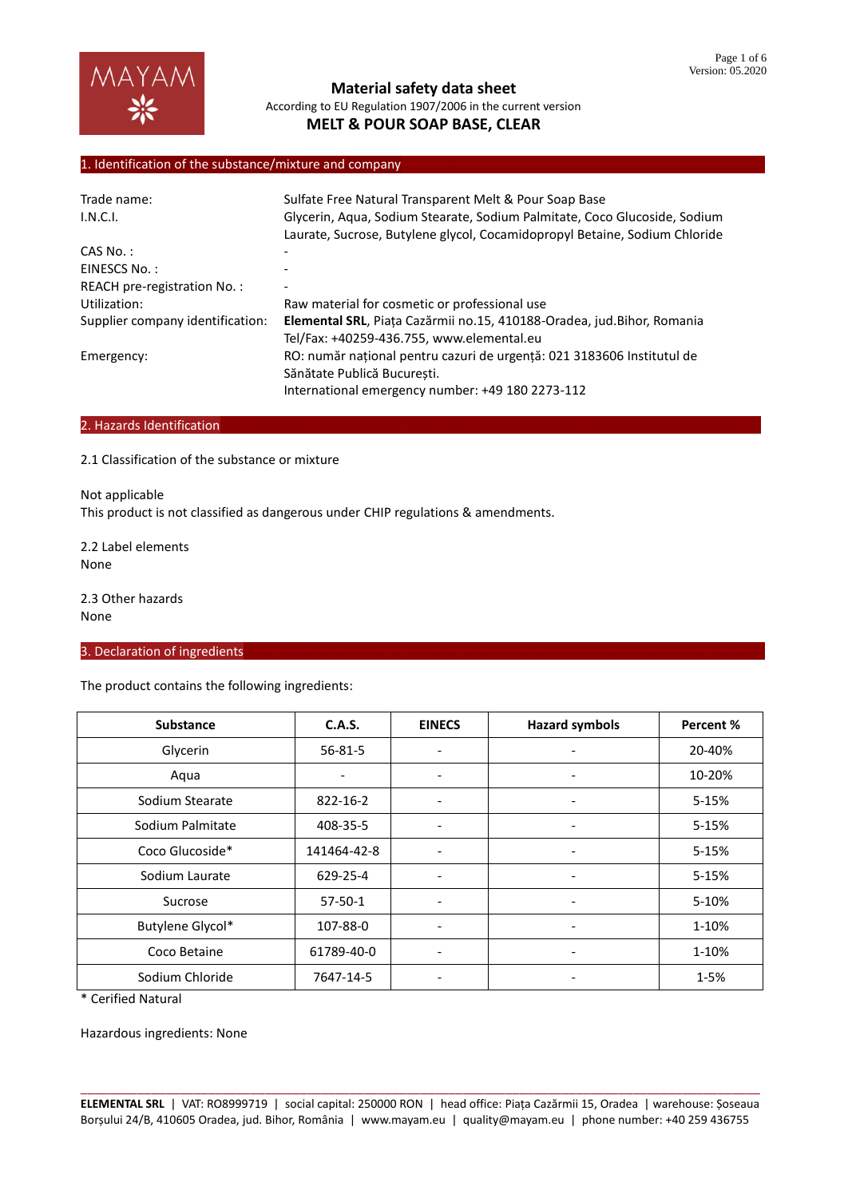# Material safety data sheet

According to EU Regulation 1907/2006 in the current version

**MELT & POUR SOAP BASE, CLEAR**

## 1. Identification of the substance/mixture and company

| | |
|---|---|
| Trade name: | Sulfate Free Natural Transparent Melt & Pour Soap Base |
| I.N.C.I. | Glycerin, Aqua, Sodium Stearate, Sodium Palmitate, Coco Glucoside, Sodium Laurate, Sucrose, Butylene glycol, Cocamidopropyl Betaine, Sodium Chloride |
| CAS No. : | - |
| EINESCS No. : | - |
| REACH pre-registration No. : | - |
| Utilization: | Raw material for cosmetic or professional use |
| Supplier company identification: | **Elemental SRL**, Piața Cazărmii no.15, 410188-Oradea, jud.Bihor, Romania<br>Tel/Fax: +40259-436.755, www.elemental.eu |
| Emergency: | RO: număr național pentru cazuri de urgență: 021 3183606 Institutul de Sănătate Publică București.<br>International emergency number: +49 180 2273-112 |

## 2. Hazards Identification

2.1 Classification of the substance or mixture

Not applicable

This product is not classified as dangerous under CHIP regulations & amendments.

2.2 Label elements

None

2.3 Other hazards

None

## 3. Declaration of ingredients

The product contains the following ingredients:

| Substance | C.A.S. | EINECS | Hazard symbols | Percent % |
|---|---|---|---|---|
| Glycerin | 56-81-5 | - | - | 20-40% |
| Aqua | - | - | - | 10-20% |
| Sodium Stearate | 822-16-2 | - | - | 5-15% |
| Sodium Palmitate | 408-35-5 | - | - | 5-15% |
| Coco Glucoside* | 141464-42-8 | - | - | 5-15% |
| Sodium Laurate | 629-25-4 | - | - | 5-15% |
| Sucrose | 57-50-1 | - | - | 5-10% |
| Butylene Glycol* | 107-88-0 | - | - | 1-10% |
| Coco Betaine | 61789-40-0 | - | - | 1-10% |
| Sodium Chloride | 7647-14-5 | - | - | 1-5% |

\* Cerified Natural

Hazardous ingredients: None

**ELEMENTAL SRL** | VAT: RO8999719 | social capital: 250000 RON | head office: Piața Cazărmii 15, Oradea | warehouse: Șoseaua Borșului 24/B, 410605 Oradea, jud. Bihor, România | www.mayam.eu | quality@mayam.eu | phone number: +40 259 436755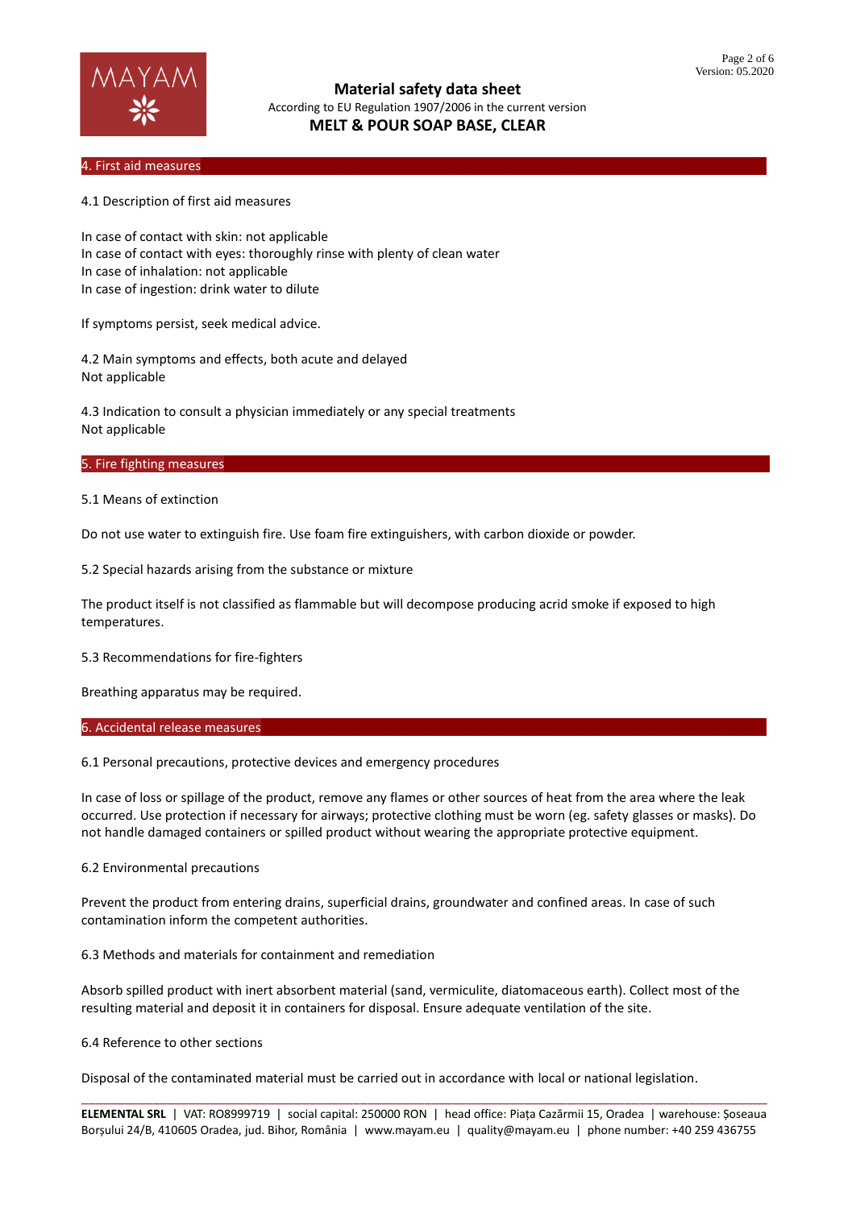## 4. First aid measures

4.1 Description of first aid measures

In case of contact with skin: not applicable
In case of contact with eyes: thoroughly rinse with plenty of clean water
In case of inhalation: not applicable
In case of ingestion: drink water to dilute

If symptoms persist, seek medical advice.

4.2 Main symptoms and effects, both acute and delayed
Not applicable

4.3 Indication to consult a physician immediately or any special treatments
Not applicable

## 5. Fire fighting measures

5.1 Means of extinction

Do not use water to extinguish fire. Use foam fire extinguishers, with carbon dioxide or powder.

5.2 Special hazards arising from the substance or mixture

The product itself is not classified as flammable but will decompose producing acrid smoke if exposed to high temperatures.

5.3 Recommendations for fire-fighters

Breathing apparatus may be required.

## 6. Accidental release measures

6.1 Personal precautions, protective devices and emergency procedures

In case of loss or spillage of the product, remove any flames or other sources of heat from the area where the leak occurred. Use protection if necessary for airways; protective clothing must be worn (eg. safety glasses or masks). Do not handle damaged containers or spilled product without wearing the appropriate protective equipment.

6.2 Environmental precautions

Prevent the product from entering drains, superficial drains, groundwater and confined areas. In case of such contamination inform the competent authorities.

6.3 Methods and materials for containment and remediation

Absorb spilled product with inert absorbent material (sand, vermiculite, diatomaceous earth). Collect most of the resulting material and deposit it in containers for disposal. Ensure adequate ventilation of the site.

6.4 Reference to other sections

Disposal of the contaminated material must be carried out in accordance with local or national legislation.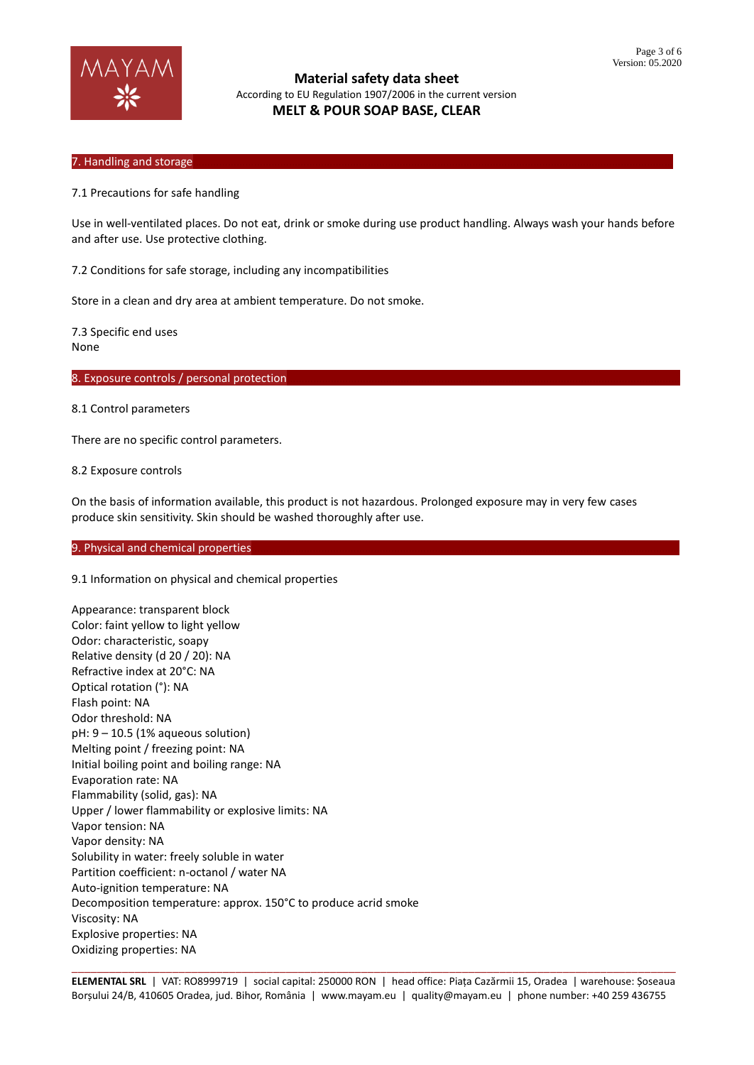## 7. Handling and storage

7.1 Precautions for safe handling

Use in well-ventilated places. Do not eat, drink or smoke during use product handling. Always wash your hands before and after use. Use protective clothing.

7.2 Conditions for safe storage, including any incompatibilities

Store in a clean and dry area at ambient temperature. Do not smoke.

7.3 Specific end uses
None

## 8. Exposure controls / personal protection

8.1 Control parameters

There are no specific control parameters.

8.2 Exposure controls

On the basis of information available, this product is not hazardous. Prolonged exposure may in very few cases produce skin sensitivity. Skin should be washed thoroughly after use.

## 9. Physical and chemical properties

9.1 Information on physical and chemical properties

Appearance: transparent block
Color: faint yellow to light yellow
Odor: characteristic, soapy
Relative density (d 20 / 20): NA
Refractive index at 20°C: NA
Optical rotation (°): NA
Flash point: NA
Odor threshold: NA
pH: 9 – 10.5 (1% aqueous solution)
Melting point / freezing point: NA
Initial boiling point and boiling range: NA
Evaporation rate: NA
Flammability (solid, gas): NA
Upper / lower flammability or explosive limits: NA
Vapor tension: NA
Vapor density: NA
Solubility in water: freely soluble in water
Partition coefficient: n-octanol / water NA
Auto-ignition temperature: NA
Decomposition temperature: approx. 150°C to produce acrid smoke
Viscosity: NA
Explosive properties: NA
Oxidizing properties: NA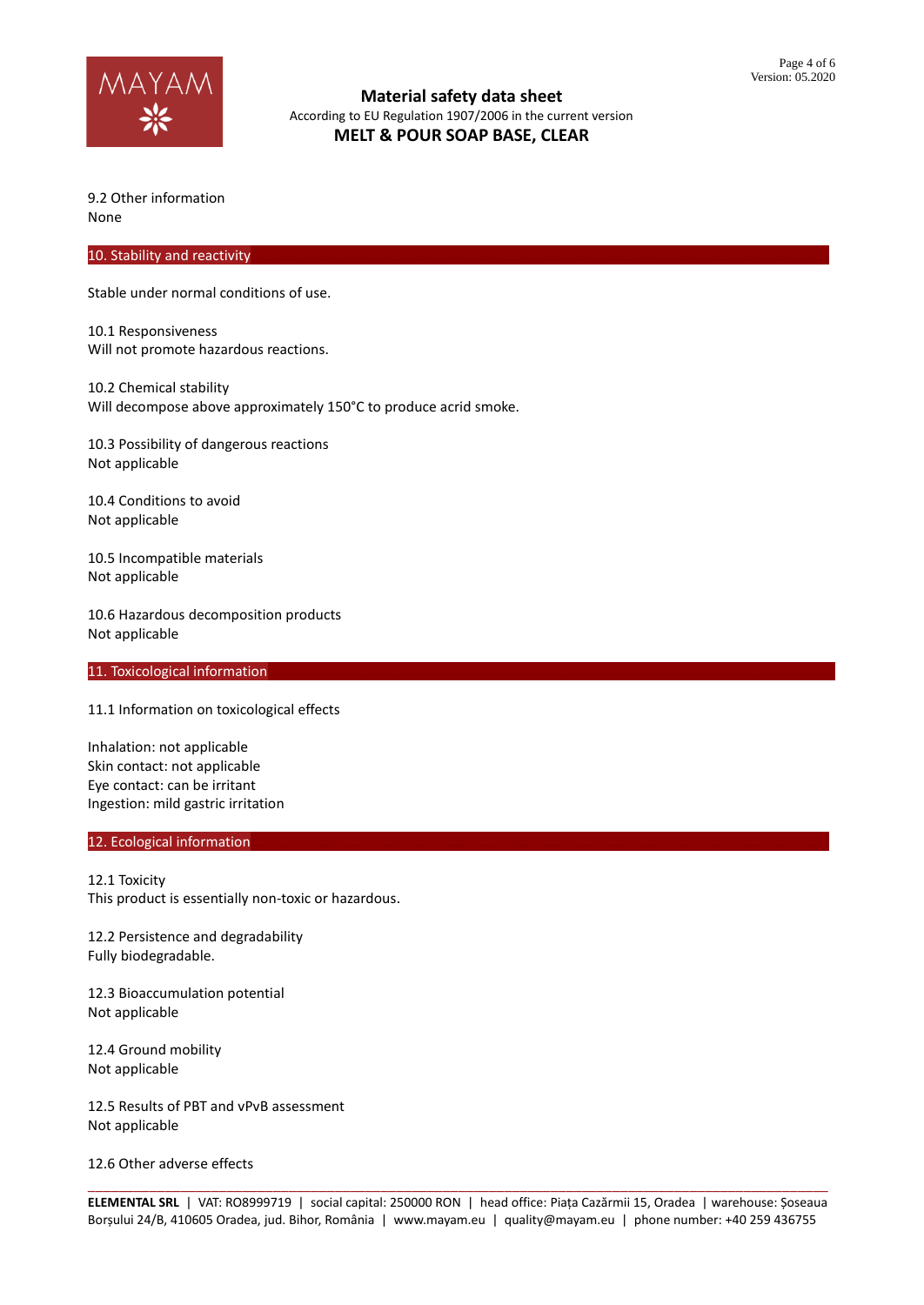9.2 Other information
None

## 10. Stability and reactivity

Stable under normal conditions of use.

10.1 Responsiveness
Will not promote hazardous reactions.

10.2 Chemical stability
Will decompose above approximately 150°C to produce acrid smoke.

10.3 Possibility of dangerous reactions
Not applicable

10.4 Conditions to avoid
Not applicable

10.5 Incompatible materials
Not applicable

10.6 Hazardous decomposition products
Not applicable

## 11. Toxicological information

11.1 Information on toxicological effects

Inhalation: not applicable
Skin contact: not applicable
Eye contact: can be irritant
Ingestion: mild gastric irritation

## 12. Ecological information

12.1 Toxicity
This product is essentially non-toxic or hazardous.

12.2 Persistence and degradability
Fully biodegradable.

12.3 Bioaccumulation potential
Not applicable

12.4 Ground mobility
Not applicable

12.5 Results of PBT and vPvB assessment
Not applicable

12.6 Other adverse effects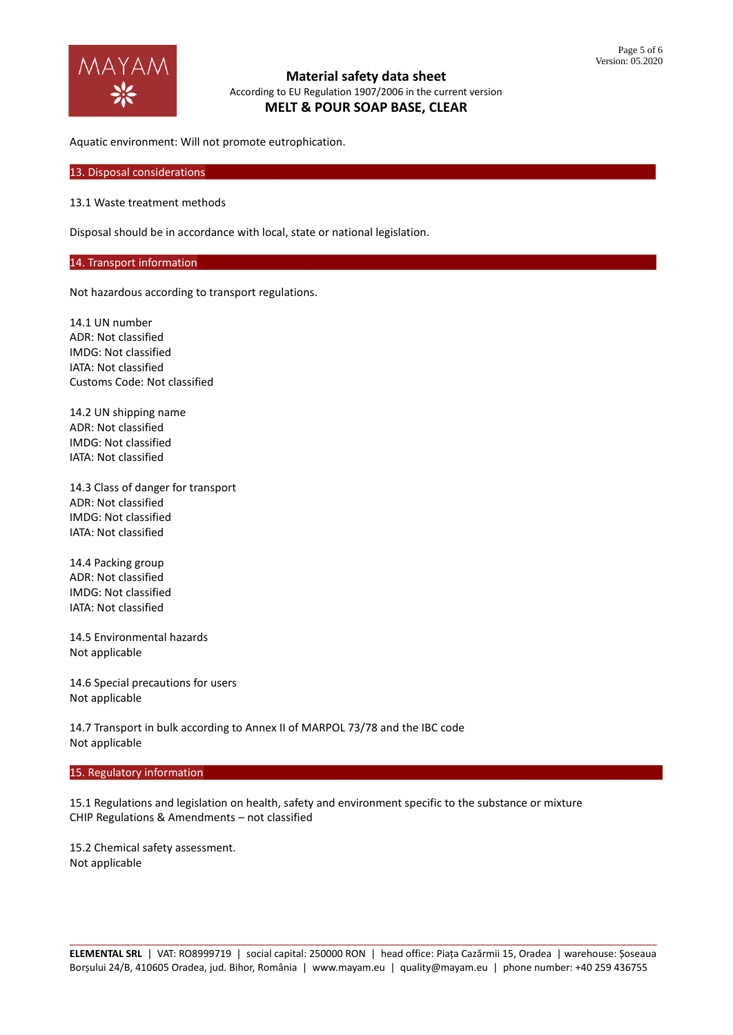Aquatic environment: Will not promote eutrophication.

## 13. Disposal considerations

13.1 Waste treatment methods

Disposal should be in accordance with local, state or national legislation.

## 14. Transport information

Not hazardous according to transport regulations.

14.1 UN number
ADR: Not classified
IMDG: Not classified
IATA: Not classified
Customs Code: Not classified

14.2 UN shipping name
ADR: Not classified
IMDG: Not classified
IATA: Not classified

14.3 Class of danger for transport
ADR: Not classified
IMDG: Not classified
IATA: Not classified

14.4 Packing group
ADR: Not classified
IMDG: Not classified
IATA: Not classified

14.5 Environmental hazards
Not applicable

14.6 Special precautions for users
Not applicable

14.7 Transport in bulk according to Annex II of MARPOL 73/78 and the IBC code
Not applicable

## 15. Regulatory information

15.1 Regulations and legislation on health, safety and environment specific to the substance or mixture
CHIP Regulations & Amendments – not classified

15.2 Chemical safety assessment.
Not applicable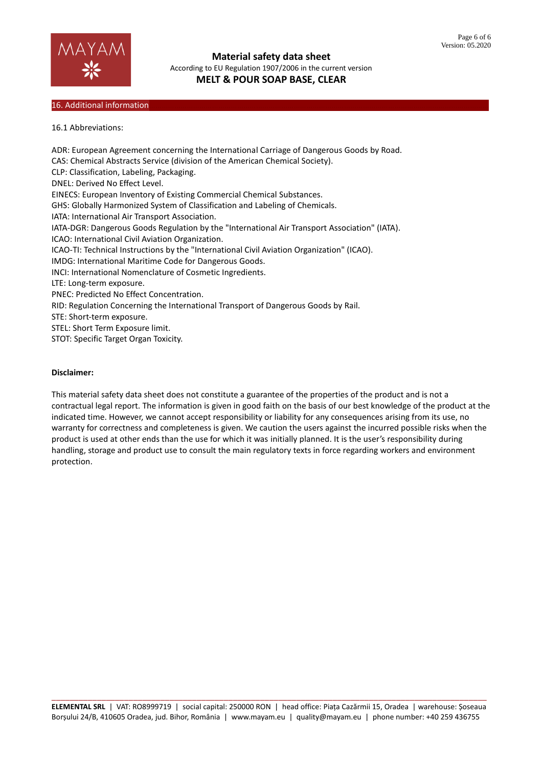## 16. Additional information

16.1 Abbreviations:

ADR: European Agreement concerning the International Carriage of Dangerous Goods by Road.
CAS: Chemical Abstracts Service (division of the American Chemical Society).
CLP: Classification, Labeling, Packaging.
DNEL: Derived No Effect Level.
EINECS: European Inventory of Existing Commercial Chemical Substances.
GHS: Globally Harmonized System of Classification and Labeling of Chemicals.
IATA: International Air Transport Association.
IATA-DGR: Dangerous Goods Regulation by the "International Air Transport Association" (IATA).
ICAO: International Civil Aviation Organization.
ICAO-TI: Technical Instructions by the "International Civil Aviation Organization" (ICAO).
IMDG: International Maritime Code for Dangerous Goods.
INCI: International Nomenclature of Cosmetic Ingredients.
LTE: Long-term exposure.
PNEC: Predicted No Effect Concentration.
RID: Regulation Concerning the International Transport of Dangerous Goods by Rail.
STE: Short-term exposure.
STEL: Short Term Exposure limit.
STOT: Specific Target Organ Toxicity.

**Disclaimer:**

This material safety data sheet does not constitute a guarantee of the properties of the product and is not a contractual legal report. The information is given in good faith on the basis of our best knowledge of the product at the indicated time. However, we cannot accept responsibility or liability for any consequences arising from its use, no warranty for correctness and completeness is given. We caution the users against the incurred possible risks when the product is used at other ends than the use for which it was initially planned. It is the user's responsibility during handling, storage and product use to consult the main regulatory texts in force regarding workers and environment protection.